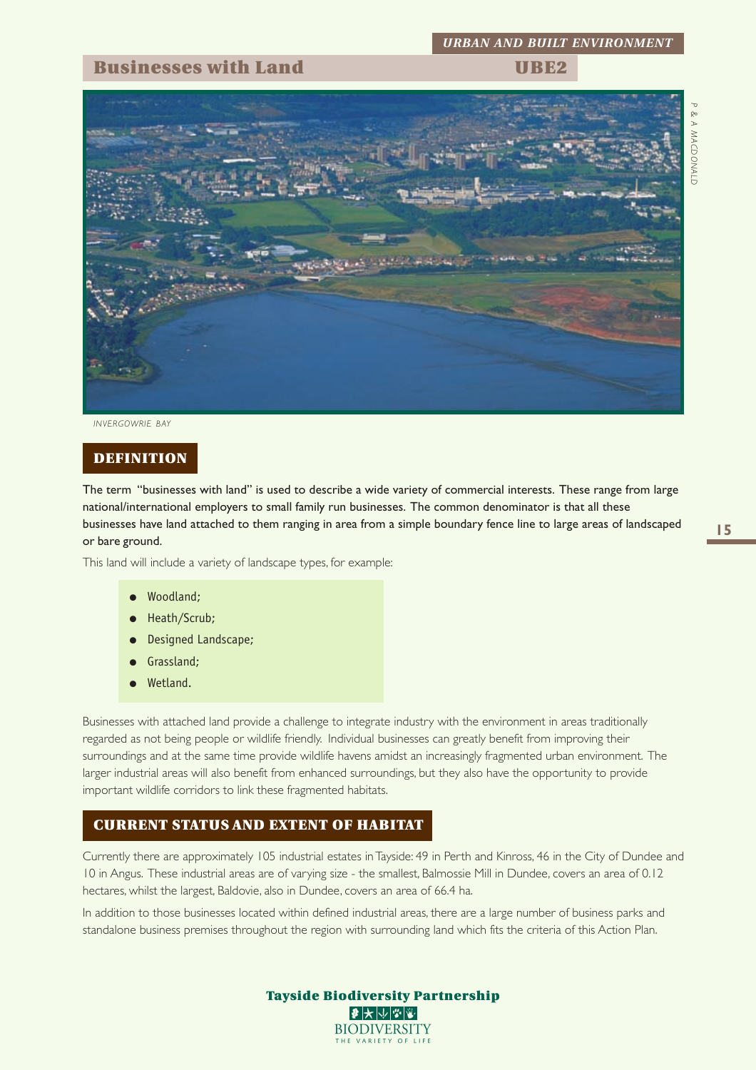*URBAN AND BUILT ENVIRONMENT*

# Businesses with Land — UBE2

INVERGOWRIE BAY

## DEFINITION

The term "businesses with land" is used to describe a wide variety of commercial interests. These range from large national/international employers to small family run businesses. The common denominator is that all these businesses have land attached to them ranging in area from a simple boundary fence line to large areas of landscaped or bare ground.

This land will include a variety of landscape types, for example:

- Woodland;
- Heath/Scrub;
- Designed Landscape;
- Grassland;
- Wetland.

Businesses with attached land provide a challenge to integrate industry with the environment in areas traditionally regarded as not being people or wildlife friendly. Individual businesses can greatly benefit from improving their surroundings and at the same time provide wildlife havens amidst an increasingly fragmented urban environment. The larger industrial areas will also benefit from enhanced surroundings, but they also have the opportunity to provide important wildlife corridors to link these fragmented habitats.

## CURRENT STATUS AND EXTENT OF HABITAT

Currently there are approximately 105 industrial estates in Tayside: 49 in Perth and Kinross, 46 in the City of Dundee and 10 in Angus. These industrial areas are of varying size - the smallest, Balmossie Mill in Dundee, covers an area of 0.12 hectares, whilst the largest, Baldovie, also in Dundee, covers an area of 66.4 ha.

In addition to those businesses located within defined industrial areas, there are a large number of business parks and standalone business premises throughout the region with surrounding land which fits the criteria of this Action Plan.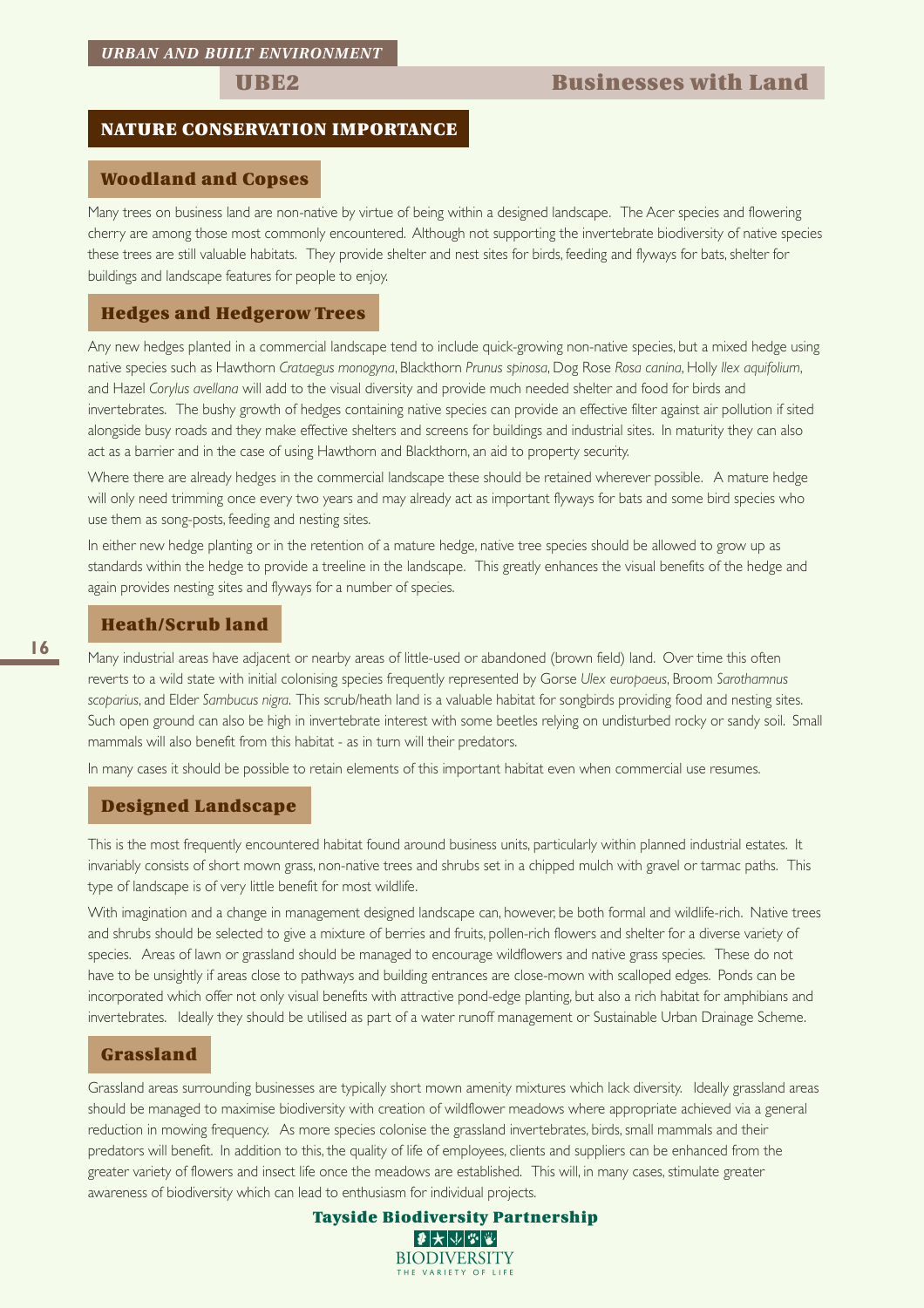URBAN AND BUILT ENVIRONMENT

# UBE2 Businesses with Land

## NATURE CONSERVATION IMPORTANCE

### Woodland and Copses

Many trees on business land are non-native by virtue of being within a designed landscape. The Acer species and flowering cherry are among those most commonly encountered. Although not supporting the invertebrate biodiversity of native species these trees are still valuable habitats. They provide shelter and nest sites for birds, feeding and flyways for bats, shelter for buildings and landscape features for people to enjoy.

### Hedges and Hedgerow Trees

Any new hedges planted in a commercial landscape tend to include quick-growing non-native species, but a mixed hedge using native species such as Hawthorn *Crataegus monogyna*, Blackthorn *Prunus spinosa*, Dog Rose *Rosa canina*, Holly *Ilex aquifolium*, and Hazel *Corylus avellana* will add to the visual diversity and provide much needed shelter and food for birds and invertebrates. The bushy growth of hedges containing native species can provide an effective filter against air pollution if sited alongside busy roads and they make effective shelters and screens for buildings and industrial sites. In maturity they can also act as a barrier and in the case of using Hawthorn and Blackthorn, an aid to property security.

Where there are already hedges in the commercial landscape these should be retained wherever possible. A mature hedge will only need trimming once every two years and may already act as important flyways for bats and some bird species who use them as song-posts, feeding and nesting sites.

In either new hedge planting or in the retention of a mature hedge, native tree species should be allowed to grow up as standards within the hedge to provide a treeline in the landscape. This greatly enhances the visual benefits of the hedge and again provides nesting sites and flyways for a number of species.

### Heath/Scrub land

Many industrial areas have adjacent or nearby areas of little-used or abandoned (brown field) land. Over time this often reverts to a wild state with initial colonising species frequently represented by Gorse *Ulex europaeus*, Broom *Sarothamnus scoparius*, and Elder *Sambucus nigra*. This scrub/heath land is a valuable habitat for songbirds providing food and nesting sites. Such open ground can also be high in invertebrate interest with some beetles relying on undisturbed rocky or sandy soil. Small mammals will also benefit from this habitat - as in turn will their predators.

In many cases it should be possible to retain elements of this important habitat even when commercial use resumes.

### Designed Landscape

This is the most frequently encountered habitat found around business units, particularly within planned industrial estates. It invariably consists of short mown grass, non-native trees and shrubs set in a chipped mulch with gravel or tarmac paths. This type of landscape is of very little benefit for most wildlife.

With imagination and a change in management designed landscape can, however, be both formal and wildlife-rich. Native trees and shrubs should be selected to give a mixture of berries and fruits, pollen-rich flowers and shelter for a diverse variety of species. Areas of lawn or grassland should be managed to encourage wildflowers and native grass species. These do not have to be unsightly if areas close to pathways and building entrances are close-mown with scalloped edges. Ponds can be incorporated which offer not only visual benefits with attractive pond-edge planting, but also a rich habitat for amphibians and invertebrates. Ideally they should be utilised as part of a water runoff management or Sustainable Urban Drainage Scheme.

### Grassland

Grassland areas surrounding businesses are typically short mown amenity mixtures which lack diversity. Ideally grassland areas should be managed to maximise biodiversity with creation of wildflower meadows where appropriate achieved via a general reduction in mowing frequency. As more species colonise the grassland invertebrates, birds, small mammals and their predators will benefit. In addition to this, the quality of life of employees, clients and suppliers can be enhanced from the greater variety of flowers and insect life once the meadows are established. This will, in many cases, stimulate greater awareness of biodiversity which can lead to enthusiasm for individual projects.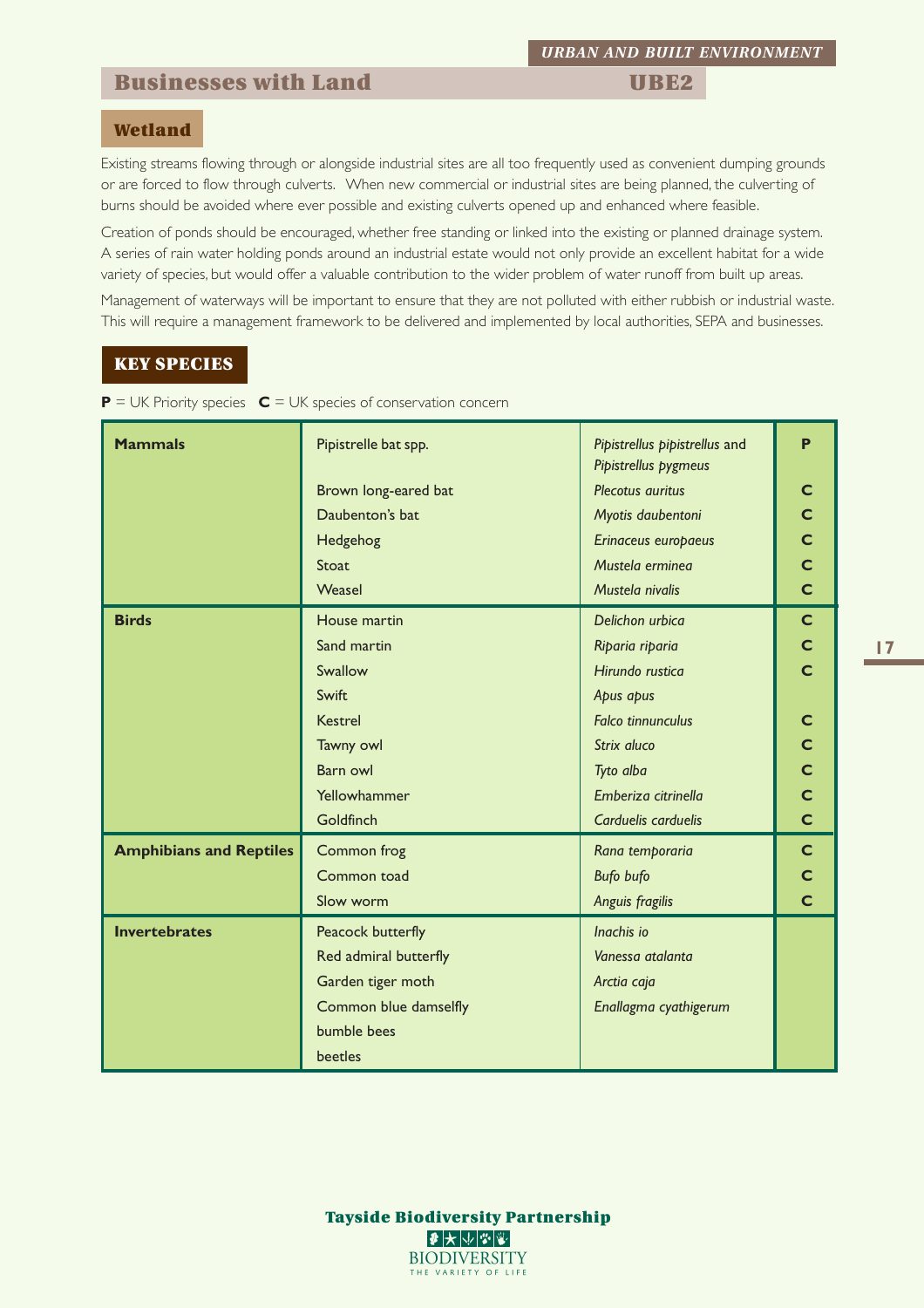# Businesses with Land — UBE2

## Wetland

Existing streams flowing through or alongside industrial sites are all too frequently used as convenient dumping grounds or are forced to flow through culverts. When new commercial or industrial sites are being planned, the culverting of burns should be avoided where ever possible and existing culverts opened up and enhanced where feasible.

Creation of ponds should be encouraged, whether free standing or linked into the existing or planned drainage system. A series of rain water holding ponds around an industrial estate would not only provide an excellent habitat for a wide variety of species, but would offer a valuable contribution to the wider problem of water runoff from built up areas.

Management of waterways will be important to ensure that they are not polluted with either rubbish or industrial waste. This will require a management framework to be delivered and implemented by local authorities, SEPA and businesses.

## KEY SPECIES

**P** = UK Priority species **C** = UK species of conservation concern

| | | | |
|---|---|---|---|
| **Mammals** | Pipistrelle bat spp. | *Pipistrellus pipistrellus* and *Pipistrellus pygmeus* | **P** |
| | Brown long-eared bat | *Plecotus auritus* | **C** |
| | Daubenton's bat | *Myotis daubentoni* | **C** |
| | Hedgehog | *Erinaceus europaeus* | **C** |
| | Stoat | *Mustela erminea* | **C** |
| | Weasel | *Mustela nivalis* | **C** |
| **Birds** | House martin | *Delichon urbica* | **C** |
| | Sand martin | *Riparia riparia* | **C** |
| | Swallow | *Hirundo rustica* | **C** |
| | Swift | *Apus apus* | |
| | Kestrel | *Falco tinnunculus* | **C** |
| | Tawny owl | *Strix aluco* | **C** |
| | Barn owl | *Tyto alba* | **C** |
| | Yellowhammer | *Emberiza citrinella* | **C** |
| | Goldfinch | *Carduelis carduelis* | **C** |
| **Amphibians and Reptiles** | Common frog | *Rana temporaria* | **C** |
| | Common toad | *Bufo bufo* | **C** |
| | Slow worm | *Anguis fragilis* | **C** |
| **Invertebrates** | Peacock butterfly | *Inachis io* | |
| | Red admiral butterfly | *Vanessa atalanta* | |
| | Garden tiger moth | *Arctia caja* | |
| | Common blue damselfly | *Enallagma cyathigerum* | |
| | bumble bees | | |
| | beetles | | |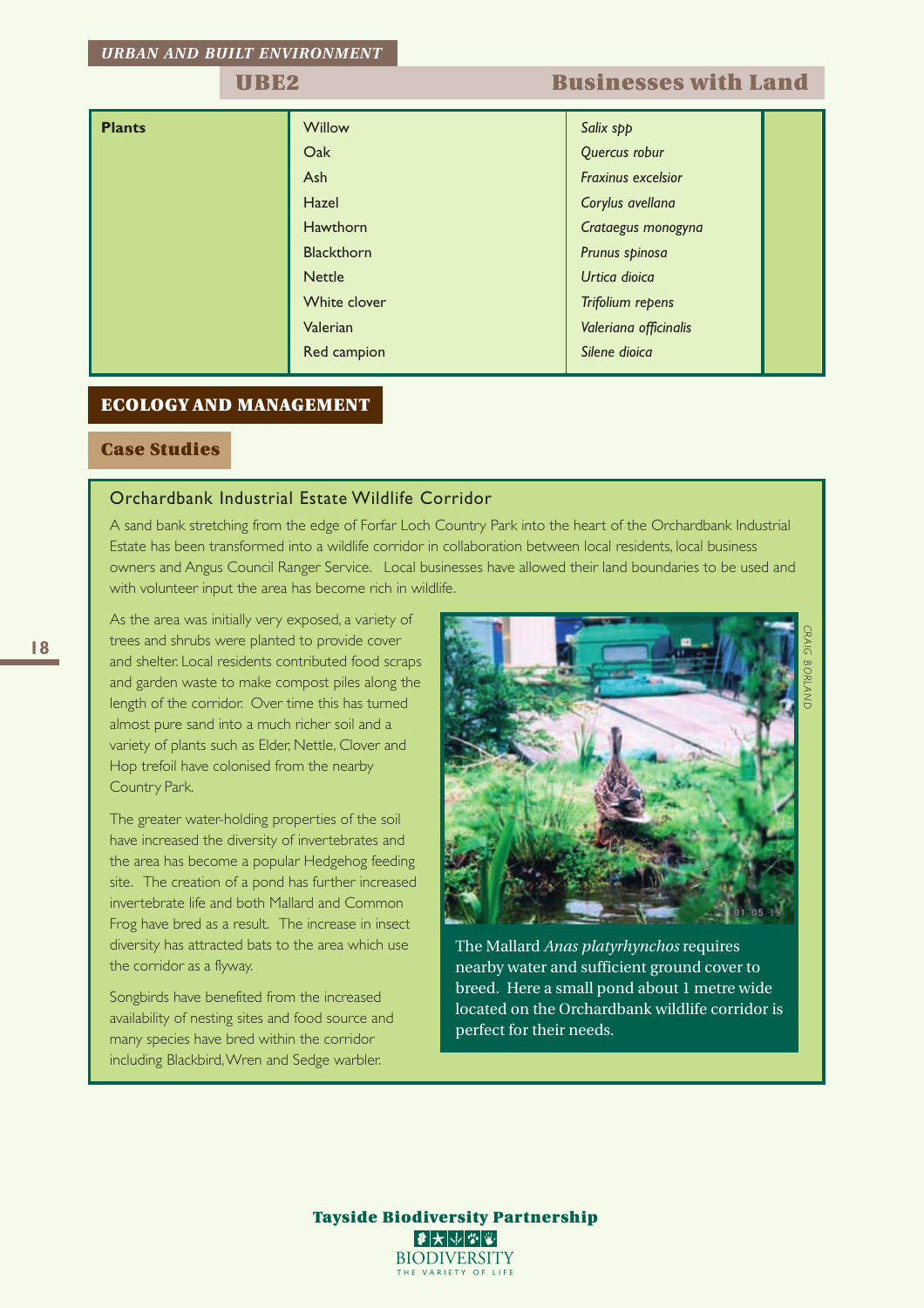URBAN AND BUILT ENVIRONMENT

## UBE2 Businesses with Land

| Plants | Willow | *Salix spp* |
|---|---|---|
| | Oak | *Quercus robur* |
| | Ash | *Fraxinus excelsior* |
| | Hazel | *Corylus avellana* |
| | Hawthorn | *Crataegus monogyna* |
| | Blackthorn | *Prunus spinosa* |
| | Nettle | *Urtica dioica* |
| | White clover | *Trifolium repens* |
| | Valerian | *Valeriana officinalis* |
| | Red campion | *Silene dioica* |

## ECOLOGY AND MANAGEMENT

### Case Studies

#### Orchardbank Industrial Estate Wildlife Corridor

A sand bank stretching from the edge of Forfar Loch Country Park into the heart of the Orchardbank Industrial Estate has been transformed into a wildlife corridor in collaboration between local residents, local business owners and Angus Council Ranger Service. Local businesses have allowed their land boundaries to be used and with volunteer input the area has become rich in wildlife.

As the area was initially very exposed, a variety of trees and shrubs were planted to provide cover and shelter. Local residents contributed food scraps and garden waste to make compost piles along the length of the corridor. Over time this has turned almost pure sand into a much richer soil and a variety of plants such as Elder, Nettle, Clover and Hop trefoil have colonised from the nearby Country Park.

The greater water-holding properties of the soil have increased the diversity of invertebrates and the area has become a popular Hedgehog feeding site. The creation of a pond has further increased invertebrate life and both Mallard and Common Frog have bred as a result. The increase in insect diversity has attracted bats to the area which use the corridor as a flyway.

Songbirds have benefited from the increased availability of nesting sites and food source and many species have bred within the corridor including Blackbird, Wren and Sedge warbler.

CRAIG BORLAND

The Mallard *Anas platyrhynchos* requires nearby water and sufficient ground cover to breed. Here a small pond about 1 metre wide located on the Orchardbank wildlife corridor is perfect for their needs.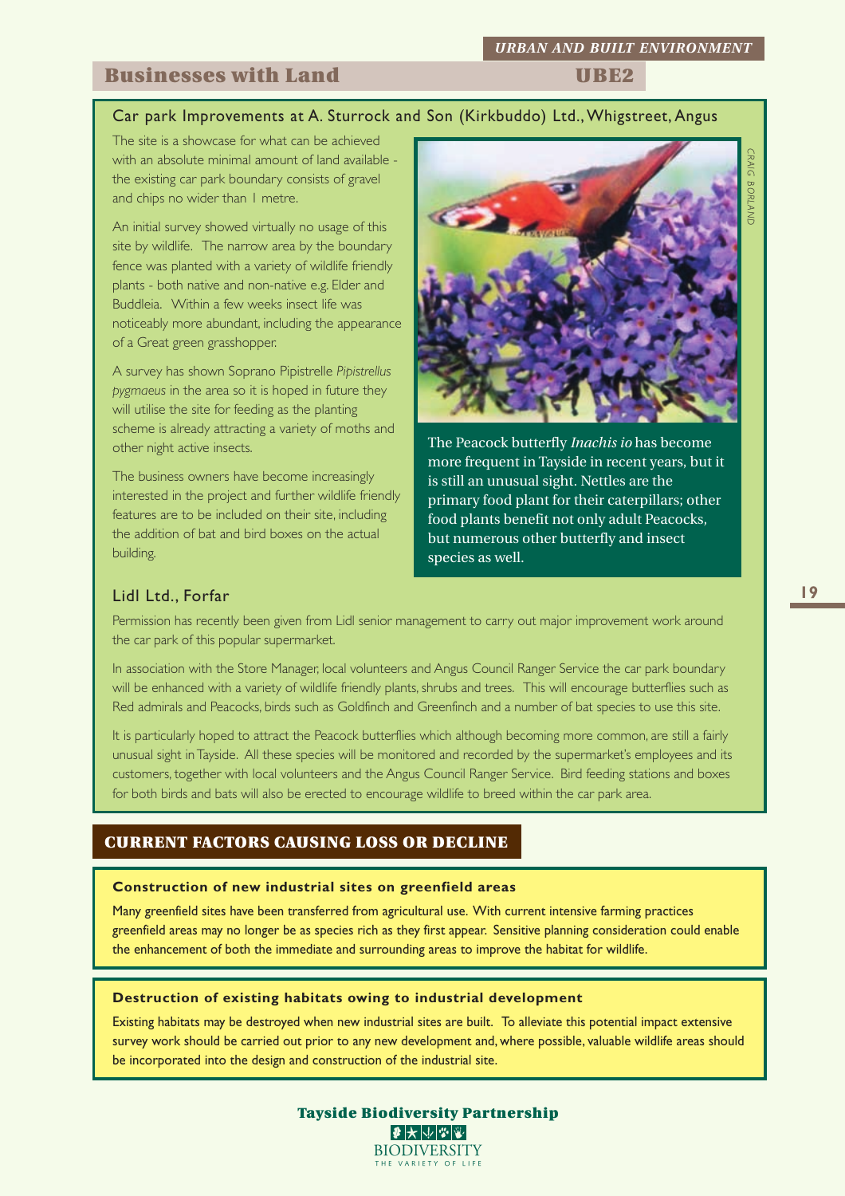## Businesses with Land — UBE2

### Car park Improvements at A. Sturrock and Son (Kirkbuddo) Ltd., Whigstreet, Angus

The site is a showcase for what can be achieved with an absolute minimal amount of land available - the existing car park boundary consists of gravel and chips no wider than 1 metre.

An initial survey showed virtually no usage of this site by wildlife. The narrow area by the boundary fence was planted with a variety of wildlife friendly plants - both native and non-native e.g. Elder and Buddleia. Within a few weeks insect life was noticeably more abundant, including the appearance of a Great green grasshopper.

A survey has shown Soprano Pipistrelle *Pipistrellus pygmaeus* in the area so it is hoped in future they will utilise the site for feeding as the planting scheme is already attracting a variety of moths and other night active insects.

The business owners have become increasingly interested in the project and further wildlife friendly features are to be included on their site, including the addition of bat and bird boxes on the actual building.

CRAIG BORLAND

The Peacock butterfly *Inachis io* has become more frequent in Tayside in recent years, but it is still an unusual sight. Nettles are the primary food plant for their caterpillars; other food plants benefit not only adult Peacocks, but numerous other butterfly and insect species as well.

### Lidl Ltd., Forfar

Permission has recently been given from Lidl senior management to carry out major improvement work around the car park of this popular supermarket.

In association with the Store Manager, local volunteers and Angus Council Ranger Service the car park boundary will be enhanced with a variety of wildlife friendly plants, shrubs and trees. This will encourage butterflies such as Red admirals and Peacocks, birds such as Goldfinch and Greenfinch and a number of bat species to use this site.

It is particularly hoped to attract the Peacock butterflies which although becoming more common, are still a fairly unusual sight in Tayside. All these species will be monitored and recorded by the supermarket's employees and its customers, together with local volunteers and the Angus Council Ranger Service. Bird feeding stations and boxes for both birds and bats will also be erected to encourage wildlife to breed within the car park area.

## CURRENT FACTORS CAUSING LOSS OR DECLINE

**Construction of new industrial sites on greenfield areas**

Many greenfield sites have been transferred from agricultural use. With current intensive farming practices greenfield areas may no longer be as species rich as they first appear. Sensitive planning consideration could enable the enhancement of both the immediate and surrounding areas to improve the habitat for wildlife.

**Destruction of existing habitats owing to industrial development**

Existing habitats may be destroyed when new industrial sites are built. To alleviate this potential impact extensive survey work should be carried out prior to any new development and, where possible, valuable wildlife areas should be incorporated into the design and construction of the industrial site.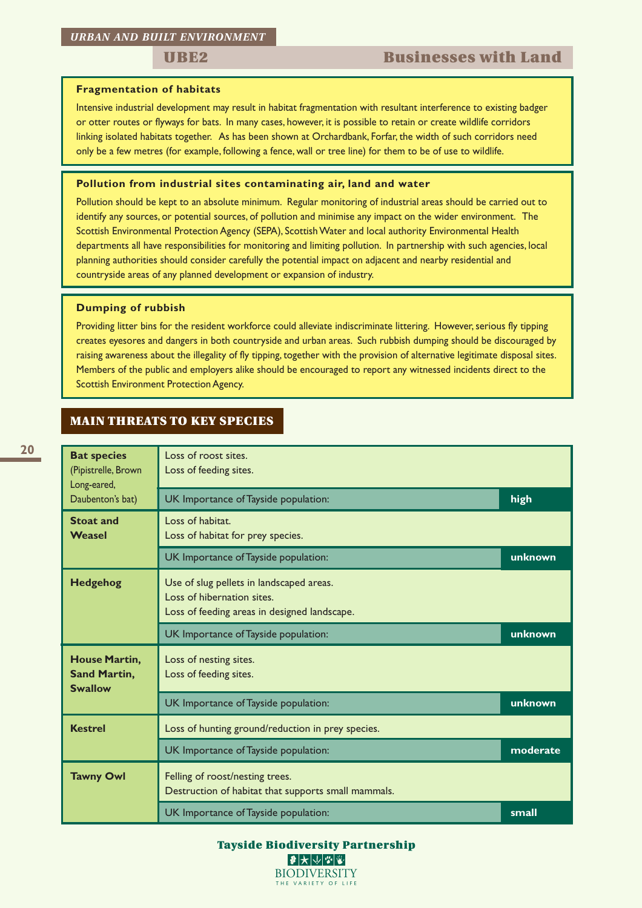## UBE2 Businesses with Land

### Fragmentation of habitats

Intensive industrial development may result in habitat fragmentation with resultant interference to existing badger or otter routes or flyways for bats. In many cases, however, it is possible to retain or create wildlife corridors linking isolated habitats together. As has been shown at Orchardbank, Forfar, the width of such corridors need only be a few metres (for example, following a fence, wall or tree line) for them to be of use to wildlife.

### Pollution from industrial sites contaminating air, land and water

Pollution should be kept to an absolute minimum. Regular monitoring of industrial areas should be carried out to identify any sources, or potential sources, of pollution and minimise any impact on the wider environment. The Scottish Environmental Protection Agency (SEPA), Scottish Water and local authority Environmental Health departments all have responsibilities for monitoring and limiting pollution. In partnership with such agencies, local planning authorities should consider carefully the potential impact on adjacent and nearby residential and countryside areas of any planned development or expansion of industry.

### Dumping of rubbish

Providing litter bins for the resident workforce could alleviate indiscriminate littering. However, serious fly tipping creates eyesores and dangers in both countryside and urban areas. Such rubbish dumping should be discouraged by raising awareness about the illegality of fly tipping, together with the provision of alternative legitimate disposal sites. Members of the public and employers alike should be encouraged to report any witnessed incidents direct to the Scottish Environment Protection Agency.

## MAIN THREATS TO KEY SPECIES

| Species | Threats | UK Importance of Tayside population |
|---|---|---|
| **Bat species** (Pipistrelle, Brown Long-eared, Daubenton's bat) | Loss of roost sites.<br>Loss of feeding sites. | **high** |
| **Stoat and Weasel** | Loss of habitat.<br>Loss of habitat for prey species. | **unknown** |
| **Hedgehog** | Use of slug pellets in landscaped areas.<br>Loss of hibernation sites.<br>Loss of feeding areas in designed landscape. | **unknown** |
| **House Martin, Sand Martin, Swallow** | Loss of nesting sites.<br>Loss of feeding sites. | **unknown** |
| **Kestrel** | Loss of hunting ground/reduction in prey species. | **moderate** |
| **Tawny Owl** | Felling of roost/nesting trees.<br>Destruction of habitat that supports small mammals. | **small** |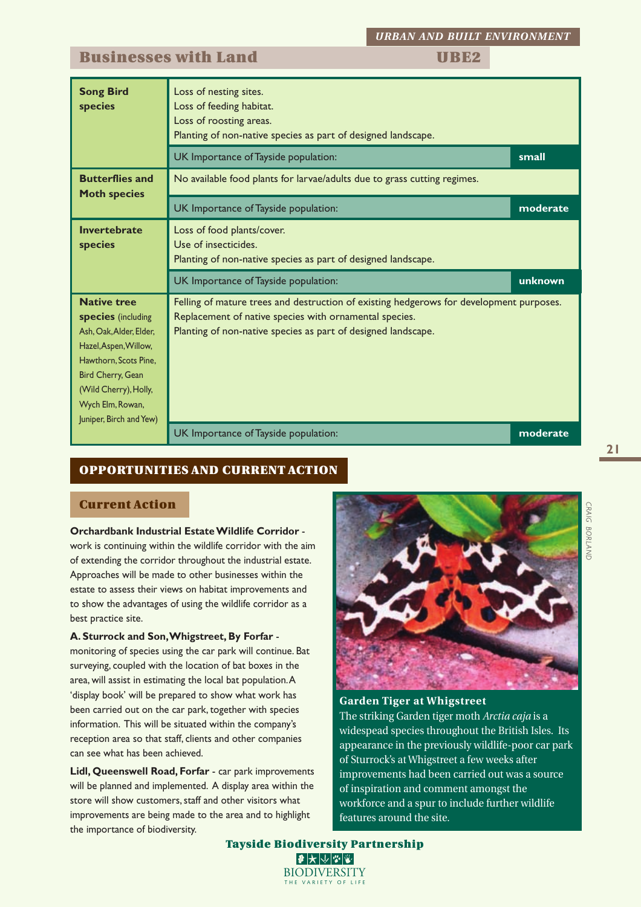## Businesses with Land — UBE2

| Species | Issues | |
|---|---|---|
| **Song Bird species** | Loss of nesting sites.<br>Loss of feeding habitat.<br>Loss of roosting areas.<br>Planting of non-native species as part of designed landscape. | |
| | UK Importance of Tayside population: | **small** |
| **Butterflies and Moth species** | No available food plants for larvae/adults due to grass cutting regimes. | |
| | UK Importance of Tayside population: | **moderate** |
| **Invertebrate species** | Loss of food plants/cover.<br>Use of insecticides.<br>Planting of non-native species as part of designed landscape. | |
| | UK Importance of Tayside population: | **unknown** |
| **Native tree species** (including Ash, Oak, Alder, Elder, Hazel, Aspen, Willow, Hawthorn, Scots Pine, Bird Cherry, Gean (Wild Cherry), Holly, Wych Elm, Rowan, Juniper, Birch and Yew) | Felling of mature trees and destruction of existing hedgerows for development purposes.<br>Replacement of native species with ornamental species.<br>Planting of non-native species as part of designed landscape. | |
| | UK Importance of Tayside population: | **moderate** |

## OPPORTUNITIES AND CURRENT ACTION

### Current Action

**Orchardbank Industrial Estate Wildlife Corridor** - work is continuing within the wildlife corridor with the aim of extending the corridor throughout the industrial estate. Approaches will be made to other businesses within the estate to assess their views on habitat improvements and to show the advantages of using the wildlife corridor as a best practice site.

**A. Sturrock and Son, Whigstreet, By Forfar** - monitoring of species using the car park will continue. Bat surveying, coupled with the location of bat boxes in the area, will assist in estimating the local bat population. A 'display book' will be prepared to show what work has been carried out on the car park, together with species information. This will be situated within the company's reception area so that staff, clients and other companies can see what has been achieved.

**Lidl, Queenswell Road, Forfar** - car park improvements will be planned and implemented. A display area within the store will show customers, staff and other visitors what improvements are being made to the area and to highlight the importance of biodiversity.

CRAIG BORLAND

**Garden Tiger at Whigstreet**
The striking Garden tiger moth *Arctia caja* is a widespread species throughout the British Isles. Its appearance in the previously wildlife-poor car park of Sturrock's at Whigstreet a few weeks after improvements had been carried out was a source of inspiration and comment amongst the workforce and a spur to include further wildlife features around the site.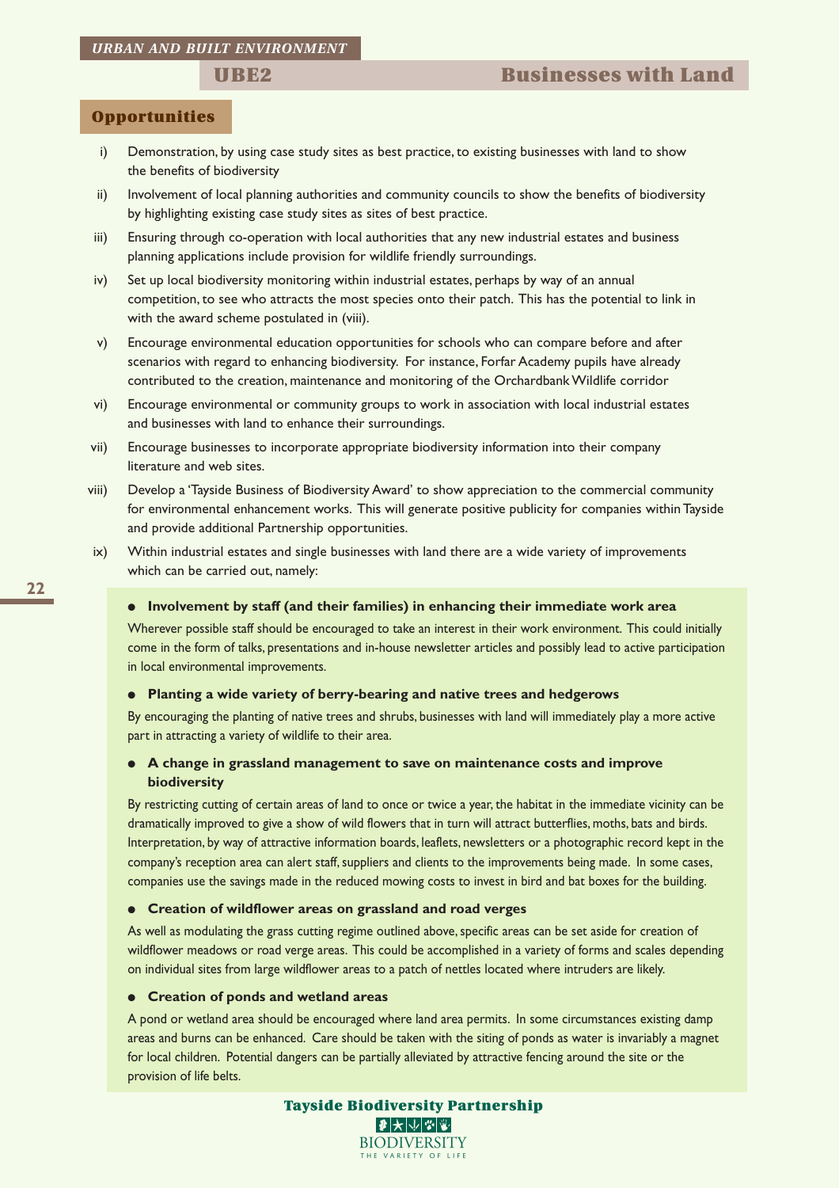*URBAN AND BUILT ENVIRONMENT*

## UBE2 Businesses with Land

### Opportunities

i) Demonstration, by using case study sites as best practice, to existing businesses with land to show the benefits of biodiversity

ii) Involvement of local planning authorities and community councils to show the benefits of biodiversity by highlighting existing case study sites as sites of best practice.

iii) Ensuring through co-operation with local authorities that any new industrial estates and business planning applications include provision for wildlife friendly surroundings.

iv) Set up local biodiversity monitoring within industrial estates, perhaps by way of an annual competition, to see who attracts the most species onto their patch. This has the potential to link in with the award scheme postulated in (viii).

v) Encourage environmental education opportunities for schools who can compare before and after scenarios with regard to enhancing biodiversity. For instance, Forfar Academy pupils have already contributed to the creation, maintenance and monitoring of the Orchardbank Wildlife corridor

vi) Encourage environmental or community groups to work in association with local industrial estates and businesses with land to enhance their surroundings.

vii) Encourage businesses to incorporate appropriate biodiversity information into their company literature and web sites.

viii) Develop a 'Tayside Business of Biodiversity Award' to show appreciation to the commercial community for environmental enhancement works. This will generate positive publicity for companies within Tayside and provide additional Partnership opportunities.

ix) Within industrial estates and single businesses with land there are a wide variety of improvements which can be carried out, namely:

- **Involvement by staff (and their families) in enhancing their immediate work area**

Wherever possible staff should be encouraged to take an interest in their work environment. This could initially come in the form of talks, presentations and in-house newsletter articles and possibly lead to active participation in local environmental improvements.

- **Planting a wide variety of berry-bearing and native trees and hedgerows**

By encouraging the planting of native trees and shrubs, businesses with land will immediately play a more active part in attracting a variety of wildlife to their area.

- **A change in grassland management to save on maintenance costs and improve biodiversity**

By restricting cutting of certain areas of land to once or twice a year, the habitat in the immediate vicinity can be dramatically improved to give a show of wild flowers that in turn will attract butterflies, moths, bats and birds. Interpretation, by way of attractive information boards, leaflets, newsletters or a photographic record kept in the company's reception area can alert staff, suppliers and clients to the improvements being made. In some cases, companies use the savings made in the reduced mowing costs to invest in bird and bat boxes for the building.

- **Creation of wildflower areas on grassland and road verges**

As well as modulating the grass cutting regime outlined above, specific areas can be set aside for creation of wildflower meadows or road verge areas. This could be accomplished in a variety of forms and scales depending on individual sites from large wildflower areas to a patch of nettles located where intruders are likely.

- **Creation of ponds and wetland areas**

A pond or wetland area should be encouraged where land area permits. In some circumstances existing damp areas and burns can be enhanced. Care should be taken with the siting of ponds as water is invariably a magnet for local children. Potential dangers can be partially alleviated by attractive fencing around the site or the provision of life belts.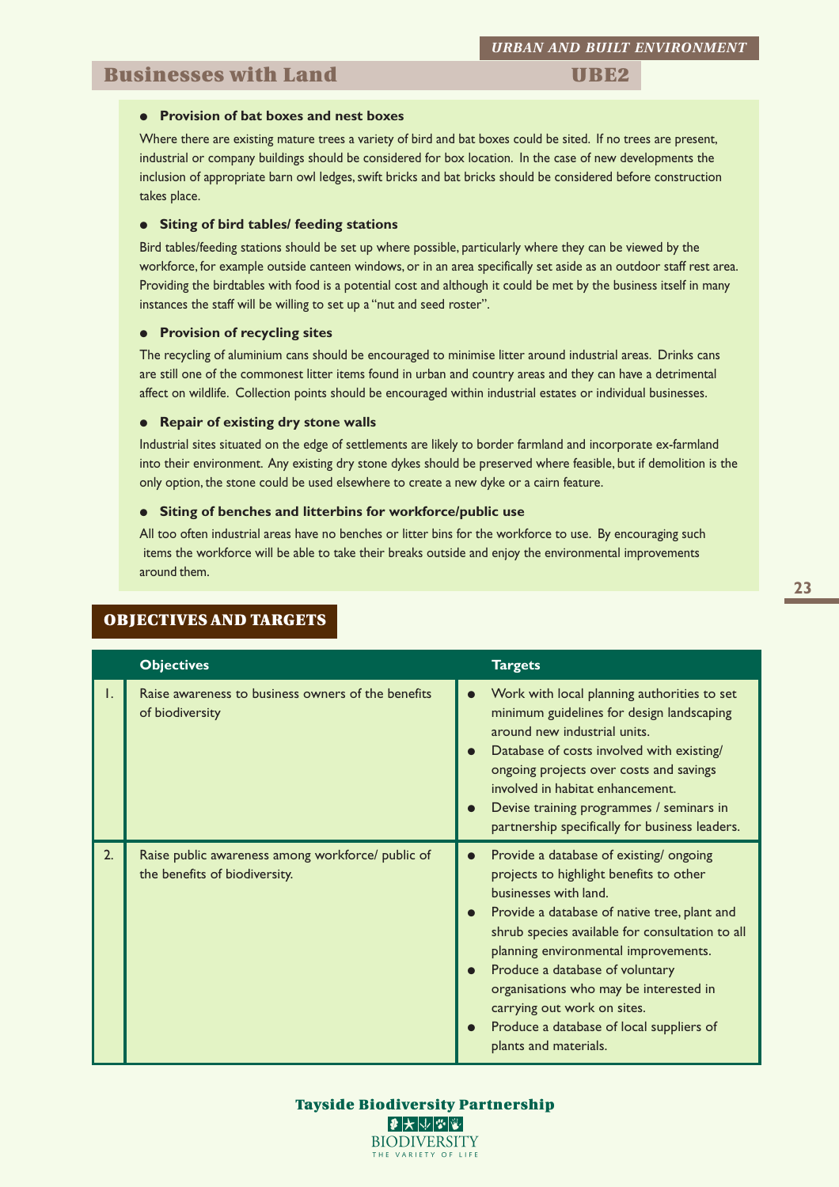## Businesses with Land — UBE2

- **Provision of bat boxes and nest boxes**

Where there are existing mature trees a variety of bird and bat boxes could be sited. If no trees are present, industrial or company buildings should be considered for box location. In the case of new developments the inclusion of appropriate barn owl ledges, swift bricks and bat bricks should be considered before construction takes place.

- **Siting of bird tables/ feeding stations**

Bird tables/feeding stations should be set up where possible, particularly where they can be viewed by the workforce, for example outside canteen windows, or in an area specifically set aside as an outdoor staff rest area. Providing the birdtables with food is a potential cost and although it could be met by the business itself in many instances the staff will be willing to set up a "nut and seed roster".

- **Provision of recycling sites**

The recycling of aluminium cans should be encouraged to minimise litter around industrial areas. Drinks cans are still one of the commonest litter items found in urban and country areas and they can have a detrimental affect on wildlife. Collection points should be encouraged within industrial estates or individual businesses.

- **Repair of existing dry stone walls**

Industrial sites situated on the edge of settlements are likely to border farmland and incorporate ex-farmland into their environment. Any existing dry stone dykes should be preserved where feasible, but if demolition is the only option, the stone could be used elsewhere to create a new dyke or a cairn feature.

- **Siting of benches and litterbins for workforce/public use**

All too often industrial areas have no benches or litter bins for the workforce to use. By encouraging such items the workforce will be able to take their breaks outside and enjoy the environmental improvements around them.

## OBJECTIVES AND TARGETS

| | Objectives | Targets |
|---|---|---|
| 1. | Raise awareness to business owners of the benefits of biodiversity | • Work with local planning authorities to set minimum guidelines for design landscaping around new industrial units.<br>• Database of costs involved with existing/ ongoing projects over costs and savings involved in habitat enhancement.<br>• Devise training programmes / seminars in partnership specifically for business leaders. |
| 2. | Raise public awareness among workforce/ public of the benefits of biodiversity. | • Provide a database of existing/ ongoing projects to highlight benefits to other businesses with land.<br>• Provide a database of native tree, plant and shrub species available for consultation to all planning environmental improvements.<br>• Produce a database of voluntary organisations who may be interested in carrying out work on sites.<br>• Produce a database of local suppliers of plants and materials. |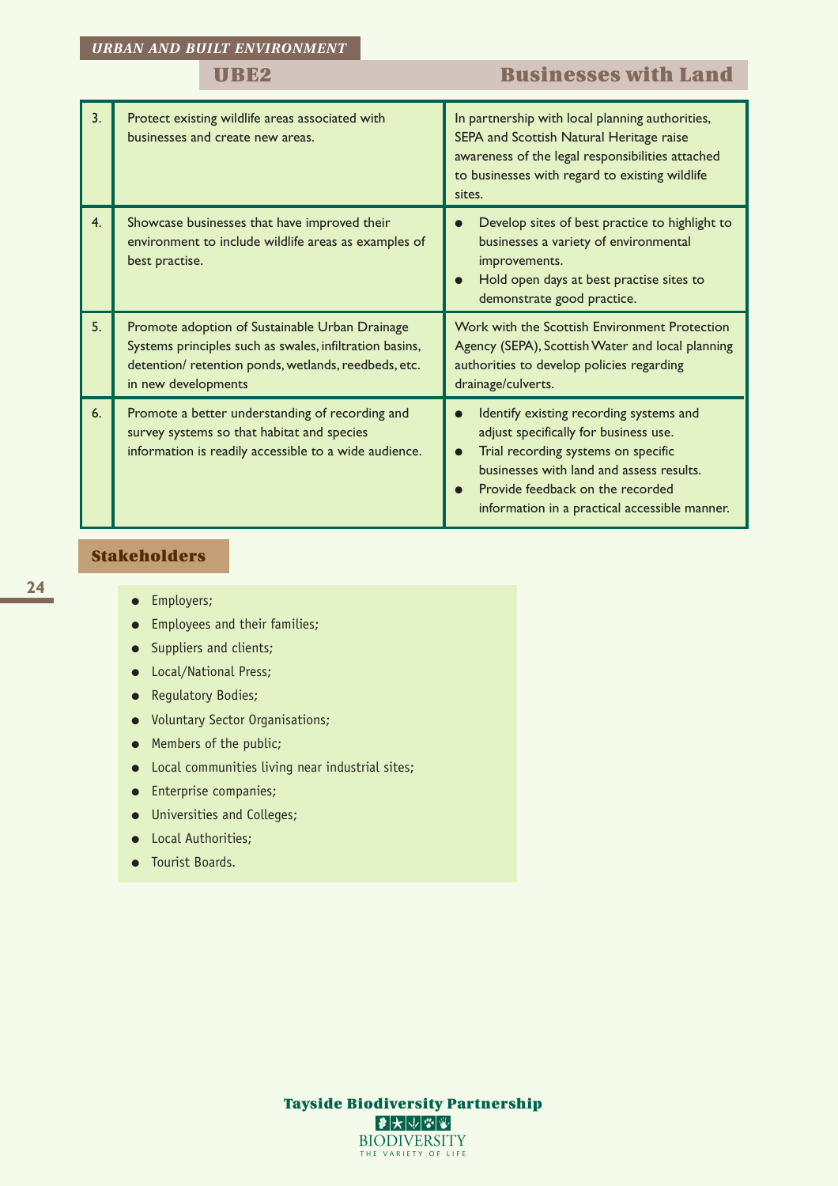*URBAN AND BUILT ENVIRONMENT*

## UBE2 Businesses with Land

| | | |
|---|---|---|
| 3. | Protect existing wildlife areas associated with businesses and create new areas. | In partnership with local planning authorities, SEPA and Scottish Natural Heritage raise awareness of the legal responsibilities attached to businesses with regard to existing wildlife sites. |
| 4. | Showcase businesses that have improved their environment to include wildlife areas as examples of best practise. | • Develop sites of best practice to highlight to businesses a variety of environmental improvements.<br>• Hold open days at best practise sites to demonstrate good practice. |
| 5. | Promote adoption of Sustainable Urban Drainage Systems principles such as swales, infiltration basins, detention/ retention ponds, wetlands, reedbeds, etc. in new developments | Work with the Scottish Environment Protection Agency (SEPA), Scottish Water and local planning authorities to develop policies regarding drainage/culverts. |
| 6. | Promote a better understanding of recording and survey systems so that habitat and species information is readily accessible to a wide audience. | • Identify existing recording systems and adjust specifically for business use.<br>• Trial recording systems on specific businesses with land and assess results.<br>• Provide feedback on the recorded information in a practical accessible manner. |

### Stakeholders

- Employers;
- Employees and their families;
- Suppliers and clients;
- Local/National Press;
- Regulatory Bodies;
- Voluntary Sector Organisations;
- Members of the public;
- Local communities living near industrial sites;
- Enterprise companies;
- Universities and Colleges;
- Local Authorities;
- Tourist Boards.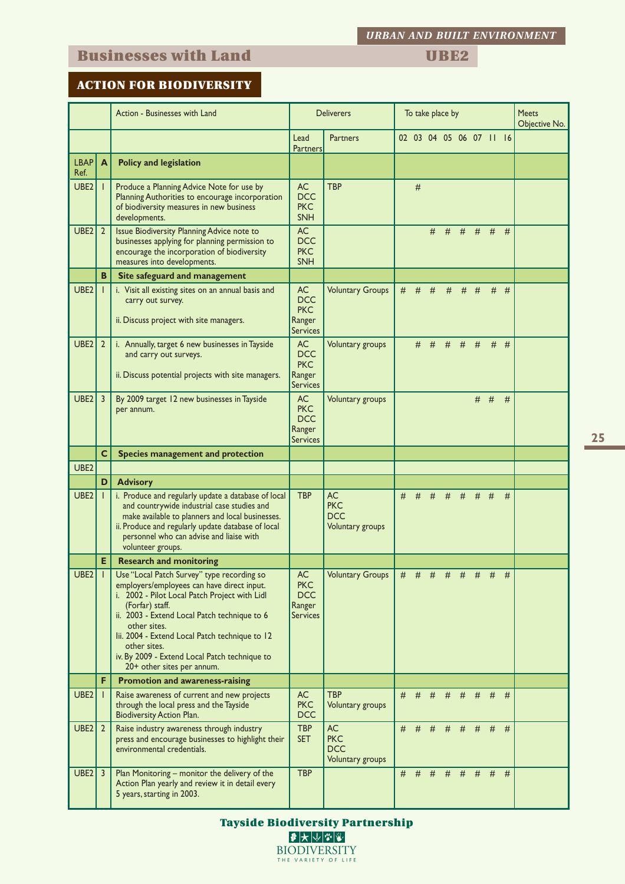*URBAN AND BUILT ENVIRONMENT*

# Businesses with Land UBE2

## ACTION FOR BIODIVERSITY

| | | Action - Businesses with Land | Deliverers | | To take place by | | | | | | | | | Meets Objective No. |
|---|---|---|---|---|---|---|---|---|---|---|---|---|---|---|
| | | | Lead Partners | Partners | 02 | 03 | 04 | 05 | 06 | 07 | 11 | 16 | | |
| LBAP Ref. | A | **Policy and legislation** | | | | | | | | | | | | |
| UBE2 | 1 | Produce a Planning Advice Note for use by Planning Authorities to encourage incorporation of biodiversity measures in new business developments. | AC DCC PKC SNH | TBP | | # | | | | | | | | |
| UBE2 | 2 | Issue Biodiversity Planning Advice note to businesses applying for planning permission to encourage the incorporation of biodiversity measures into developments. | AC DCC PKC SNH | | | | # | # | # | # | # | # | | |
| | B | **Site safeguard and management** | | | | | | | | | | | | |
| UBE2 | 1 | i. Visit all existing sites on an annual basis and carry out survey.<br>ii. Discuss project with site managers. | AC DCC PKC Ranger Services | Voluntary Groups | # | # | # | # | # | # | # | # | | |
| UBE2 | 2 | i. Annually, target 6 new businesses in Tayside and carry out surveys.<br>ii. Discuss potential projects with site managers. | AC DCC PKC Ranger Services | Voluntary groups | | # | # | # | # | # | # | # | | |
| UBE2 | 3 | By 2009 target 12 new businesses in Tayside per annum. | AC PKC DCC Ranger Services | Voluntary groups | | | | | | # | # | # | | |
| | C | **Species management and protection** | | | | | | | | | | | | |
| UBE2 | | | | | | | | | | | | | | |
| | D | **Advisory** | | | | | | | | | | | | |
| UBE2 | 1 | i. Produce and regularly update a database of local and countrywide industrial case studies and make available to planners and local businesses.<br>ii. Produce and regularly update database of local personnel who can advise and liaise with volunteer groups. | TBP | AC PKC DCC Voluntary groups | # | # | # | # | # | # | # | # | | |
| | E | **Research and monitoring** | | | | | | | | | | | | |
| UBE2 | 1 | Use "Local Patch Survey" type recording so employers/employees can have direct input.<br>i. 2002 - Pilot Local Patch Project with Lidl (Forfar) staff.<br>ii. 2003 - Extend Local Patch technique to 6 other sites.<br>Iii. 2004 - Extend Local Patch technique to 12 other sites.<br>iv. By 2009 - Extend Local Patch technique to 20+ other sites per annum. | AC PKC DCC Ranger Services | Voluntary Groups | # | # | # | # | # | # | # | # | | |
| | F | **Promotion and awareness-raising** | | | | | | | | | | | | |
| UBE2 | 1 | Raise awareness of current and new projects through the local press and the Tayside Biodiversity Action Plan. | AC PKC DCC | TBP Voluntary groups | # | # | # | # | # | # | # | # | | |
| UBE2 | 2 | Raise industry awareness through industry press and encourage businesses to highlight their environmental credentials. | TBP SET | AC PKC DCC Voluntary groups | # | # | # | # | # | # | # | # | | |
| UBE2 | 3 | Plan Monitoring – monitor the delivery of the Action Plan yearly and review it in detail every 5 years, starting in 2003. | TBP | | # | # | # | # | # | # | # | # | | |

**Tayside Biodiversity Partnership**

BIODIVERSITY
THE VARIETY OF LIFE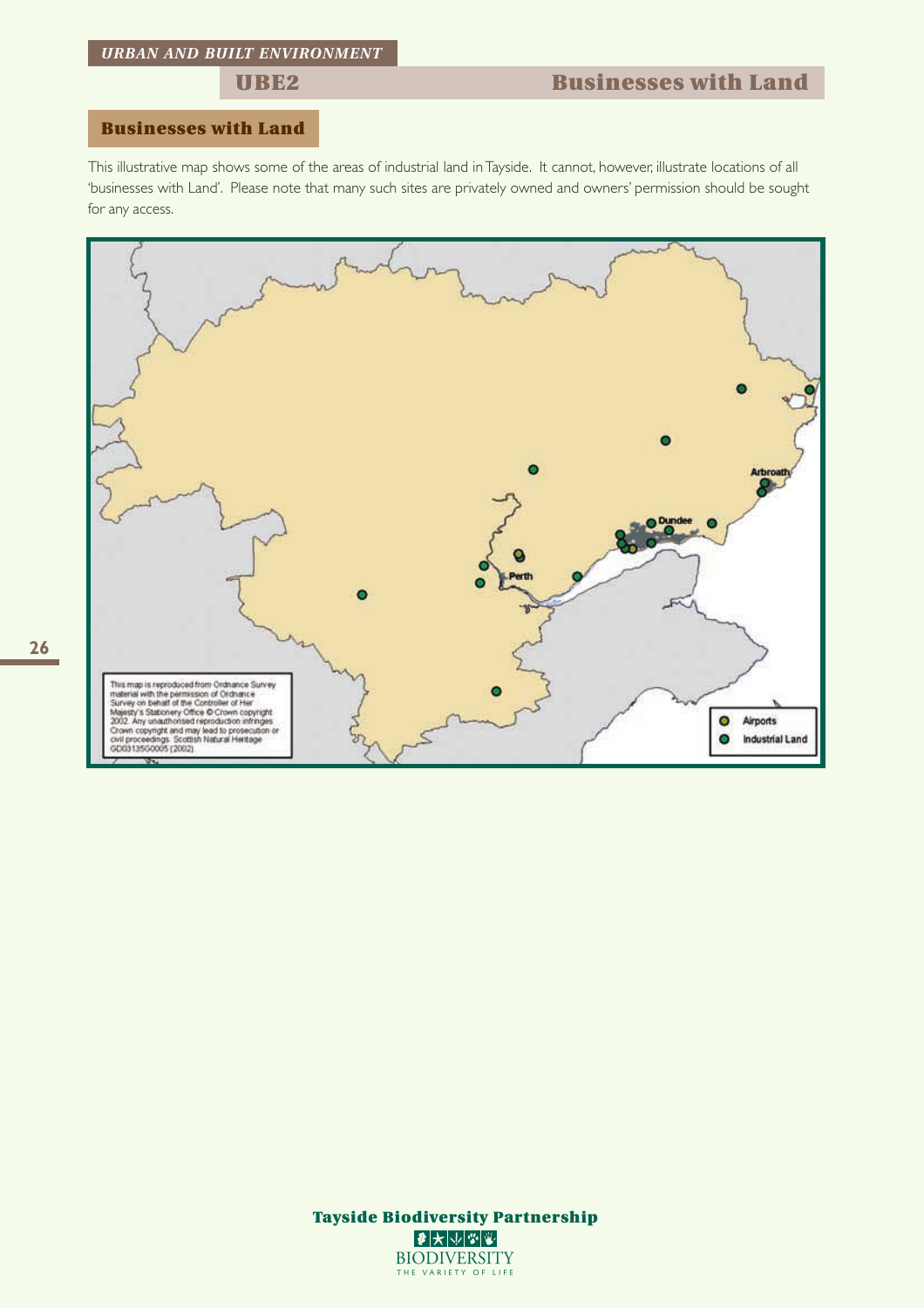## UBE2 Businesses with Land

### Businesses with Land

This illustrative map shows some of the areas of industrial land in Tayside. It cannot, however, illustrate locations of all 'businesses with Land'. Please note that many such sites are privately owned and owners' permission should be sought for any access.

Arbroath
Dundee
Perth

Airports
Industrial Land

This map is reproduced from Ordnance Survey material with the permission of Ordnance Survey on behalf of the Controller of Her Majesty's Stationery Office © Crown copyright 2002. Any unauthorised reproduction infringes Crown copyright and may lead to prosecution or civil proceedings. Scottish Natural Heritage GD03135G0005 (2002)